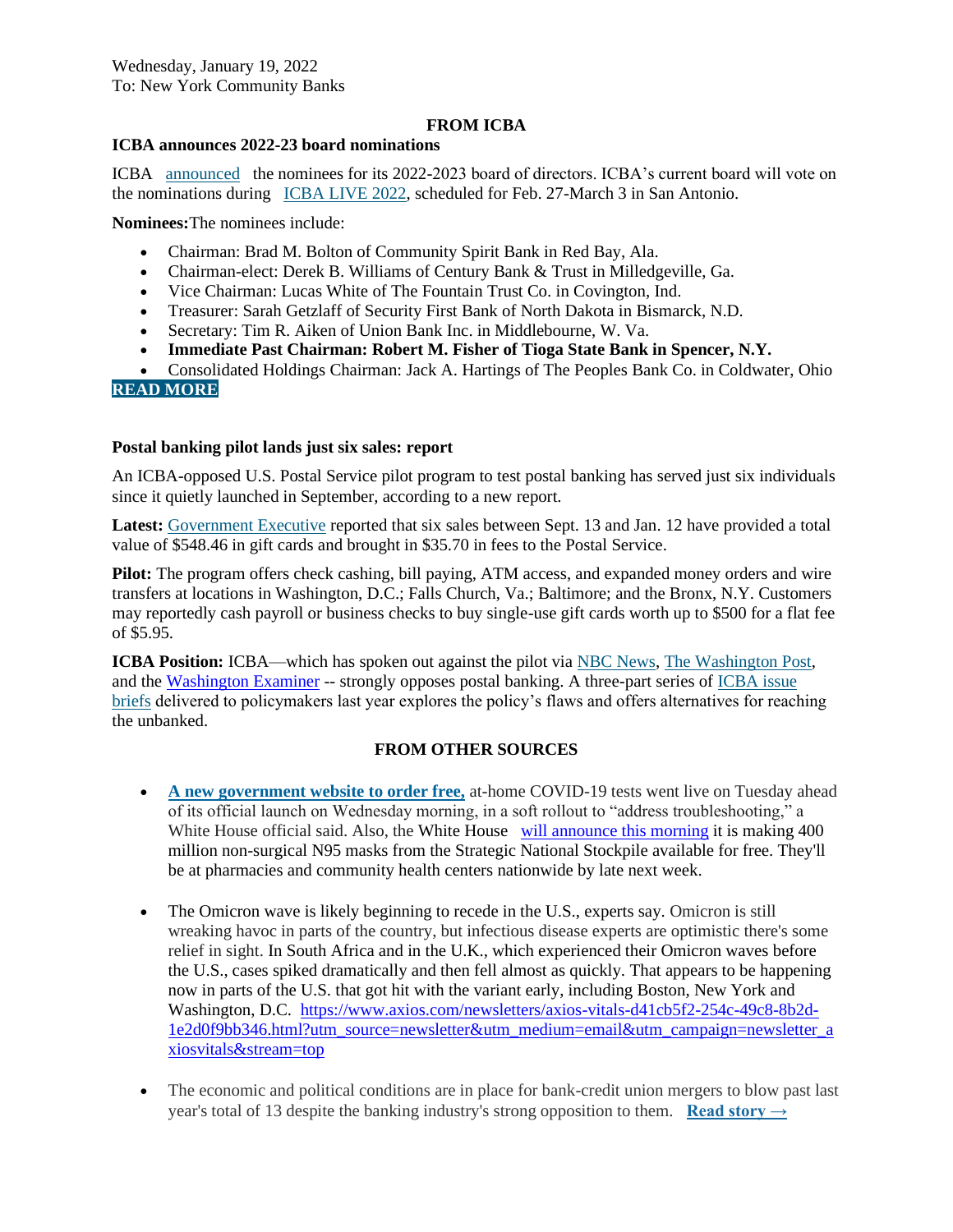Wednesday, January 19, 2022
To: New York Community Banks

## FROM ICBA

### ICBA announces 2022-23 board nominations

ICBA announced the nominees for its 2022-2023 board of directors. ICBA's current board will vote on the nominations during ICBA LIVE 2022, scheduled for Feb. 27-March 3 in San Antonio.

**Nominees:** The nominees include:

- Chairman: Brad M. Bolton of Community Spirit Bank in Red Bay, Ala.
- Chairman-elect: Derek B. Williams of Century Bank & Trust in Milledgeville, Ga.
- Vice Chairman: Lucas White of The Fountain Trust Co. in Covington, Ind.
- Treasurer: Sarah Getzlaff of Security First Bank of North Dakota in Bismarck, N.D.
- Secretary: Tim R. Aiken of Union Bank Inc. in Middlebourne, W. Va.
- **Immediate Past Chairman: Robert M. Fisher of Tioga State Bank in Spencer, N.Y.**
- Consolidated Holdings Chairman: Jack A. Hartings of The Peoples Bank Co. in Coldwater, Ohio

**READ MORE**

### Postal banking pilot lands just six sales: report

An ICBA-opposed U.S. Postal Service pilot program to test postal banking has served just six individuals since it quietly launched in September, according to a new report.

**Latest:** Government Executive reported that six sales between Sept. 13 and Jan. 12 have provided a total value of $548.46 in gift cards and brought in $35.70 in fees to the Postal Service.

**Pilot:** The program offers check cashing, bill paying, ATM access, and expanded money orders and wire transfers at locations in Washington, D.C.; Falls Church, Va.; Baltimore; and the Bronx, N.Y. Customers may reportedly cash payroll or business checks to buy single-use gift cards worth up to $500 for a flat fee of $5.95.

**ICBA Position:** ICBA—which has spoken out against the pilot via NBC News, The Washington Post, and the Washington Examiner -- strongly opposes postal banking. A three-part series of ICBA issue briefs delivered to policymakers last year explores the policy's flaws and offers alternatives for reaching the unbanked.

## FROM OTHER SOURCES

- **A new government website to order free,** at-home COVID-19 tests went live on Tuesday ahead of its official launch on Wednesday morning, in a soft rollout to "address troubleshooting," a White House official said. Also, the White House will announce this morning it is making 400 million non-surgical N95 masks from the Strategic National Stockpile available for free. They'll be at pharmacies and community health centers nationwide by late next week.

- The Omicron wave is likely beginning to recede in the U.S., experts say. Omicron is still wreaking havoc in parts of the country, but infectious disease experts are optimistic there's some relief in sight. In South Africa and in the U.K., which experienced their Omicron waves before the U.S., cases spiked dramatically and then fell almost as quickly. That appears to be happening now in parts of the U.S. that got hit with the variant early, including Boston, New York and Washington, D.C. https://www.axios.com/newsletters/axios-vitals-d41cb5f2-254c-49c8-8b2d-1e2d0f9bb346.html?utm_source=newsletter&utm_medium=email&utm_campaign=newsletter_axiosvitals&stream=top

- The economic and political conditions are in place for bank-credit union mergers to blow past last year's total of 13 despite the banking industry's strong opposition to them. **Read story →**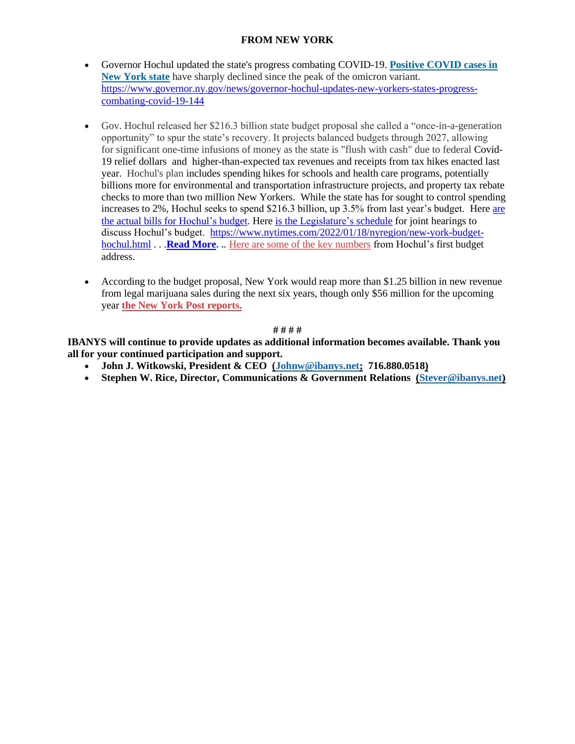**FROM NEW YORK**

- Governor Hochul updated the state's progress combating COVID-19. **Positive COVID cases in New York state** have sharply declined since the peak of the omicron variant. https://www.governor.ny.gov/news/governor-hochul-updates-new-yorkers-states-progress-combating-covid-19-144

- Gov. Hochul released her $216.3 billion state budget proposal she called a "once-in-a-generation opportunity" to spur the state's recovery. It projects balanced budgets through 2027, allowing for significant one-time infusions of money as the state is "flush with cash" due to federal Covid-19 relief dollars and higher-than-expected tax revenues and receipts from tax hikes enacted last year. Hochul's plan includes spending hikes for schools and health care programs, potentially billions more for environmental and transportation infrastructure projects, and property tax rebate checks to more than two million New Yorkers. While the state has for sought to control spending increases to 2%, Hochul seeks to spend $216.3 billion, up 3.5% from last year's budget. Here are the actual bills for Hochul's budget. Here is the Legislature's schedule for joint hearings to discuss Hochul's budget. https://www.nytimes.com/2022/01/18/nyregion/new-york-budget-hochul.html . . .**Read More.** .. Here are some of the key numbers from Hochul's first budget address.

- According to the budget proposal, New York would reap more than $1.25 billion in new revenue from legal marijuana sales during the next six years, though only $56 million for the upcoming year **the New York Post reports.**

**# # # #**

**IBANYS will continue to provide updates as additional information becomes available. Thank you all for your continued participation and support.**

- **John J. Witkowski, President & CEO (Johnw@ibanys.net; 716.880.0518)**
- **Stephen W. Rice, Director, Communications & Government Relations (Stever@ibanys.net)**